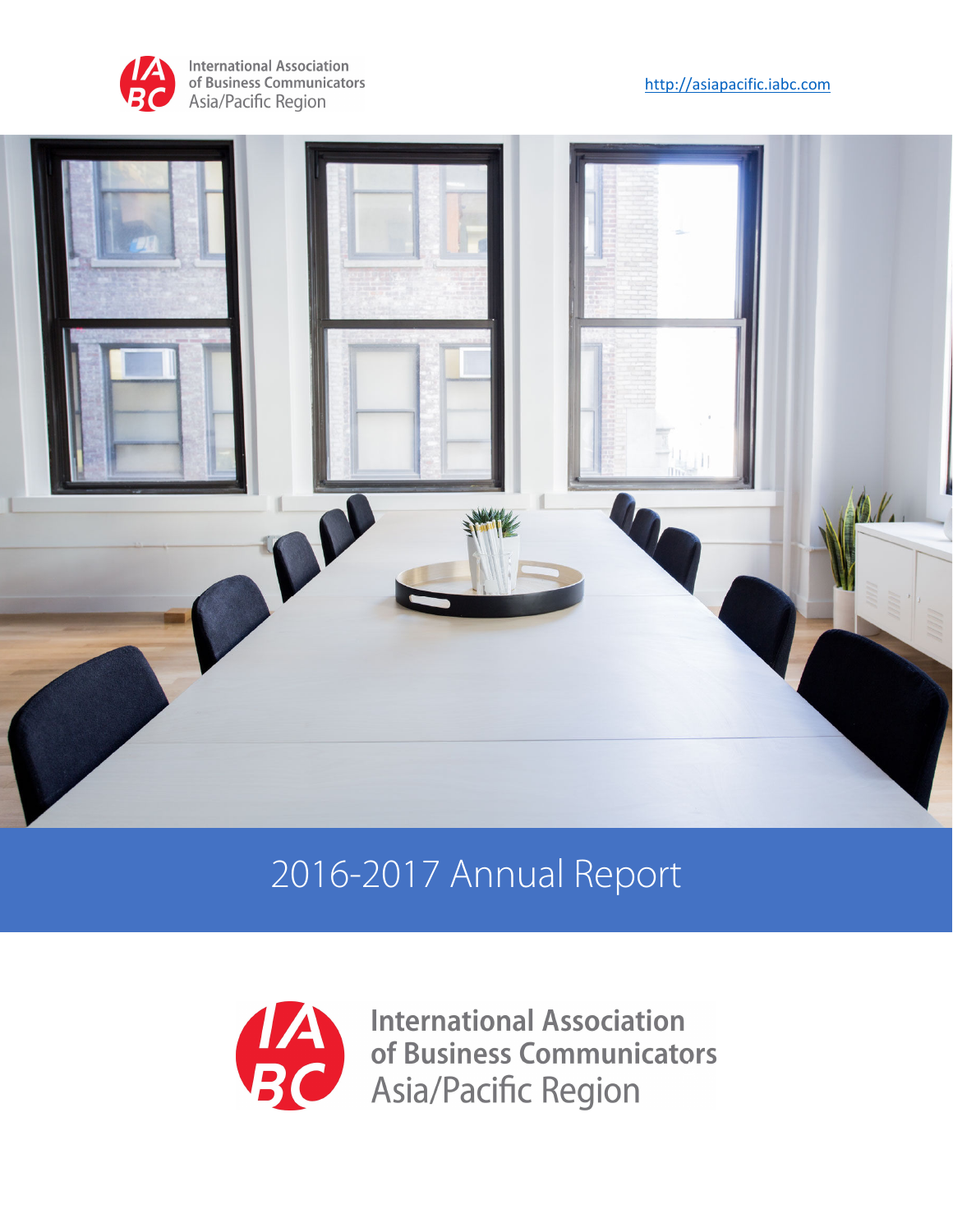International Association of Business Communicators Asia/Pacific Region

http://asiapacific.iabc.com

# 2016-2017 Annual Report

International Association of Business Communicators Asia/Pacific Region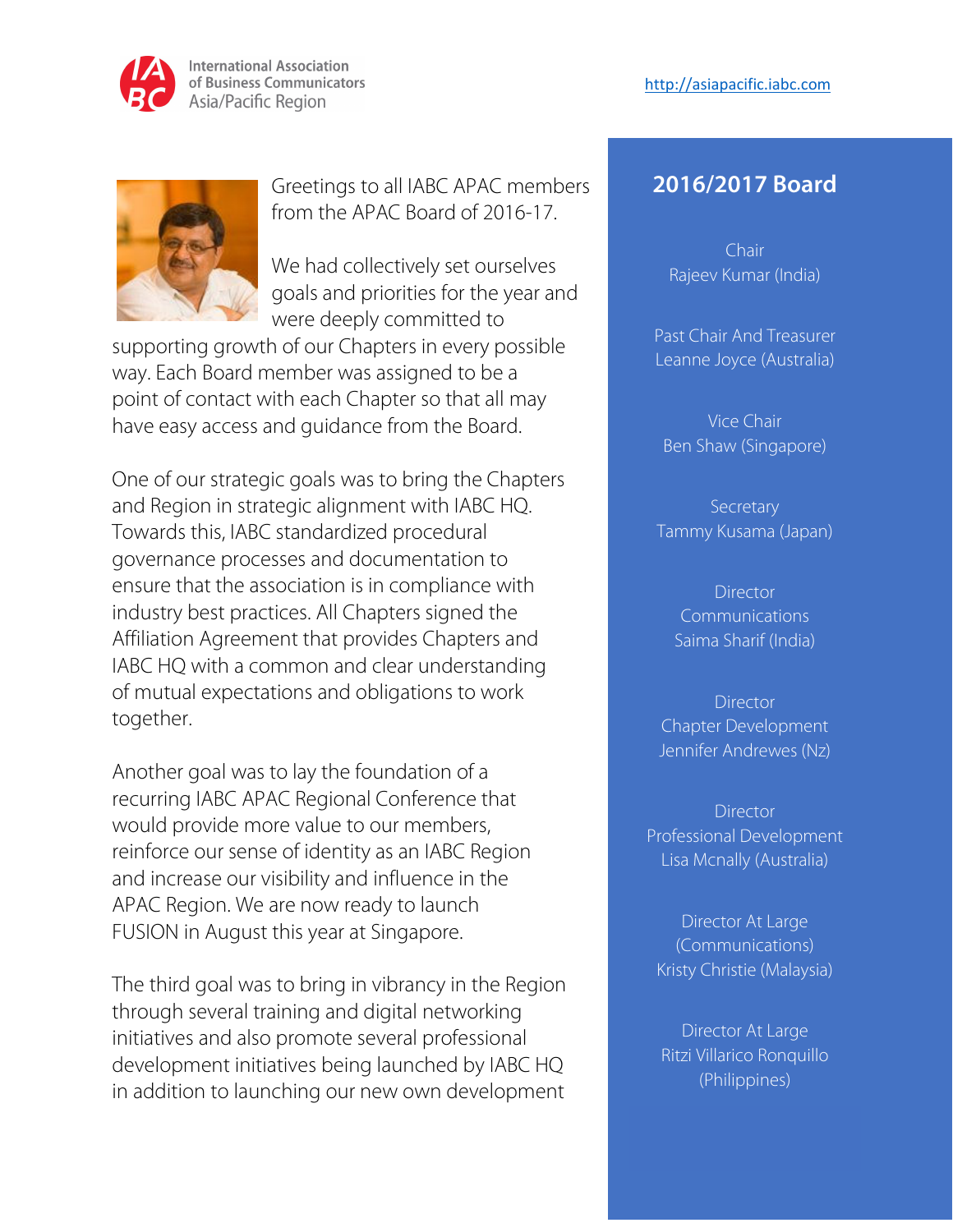International Association of Business Communicators Asia/Pacific Region

http://asiapacific.iabc.com

Greetings to all IABC APAC members from the APAC Board of 2016-17.

We had collectively set ourselves goals and priorities for the year and were deeply committed to supporting growth of our Chapters in every possible way. Each Board member was assigned to be a point of contact with each Chapter so that all may have easy access and guidance from the Board.

One of our strategic goals was to bring the Chapters and Region in strategic alignment with IABC HQ. Towards this, IABC standardized procedural governance processes and documentation to ensure that the association is in compliance with industry best practices. All Chapters signed the Affiliation Agreement that provides Chapters and IABC HQ with a common and clear understanding of mutual expectations and obligations to work together.

Another goal was to lay the foundation of a recurring IABC APAC Regional Conference that would provide more value to our members, reinforce our sense of identity as an IABC Region and increase our visibility and influence in the APAC Region. We are now ready to launch FUSION in August this year at Singapore.

The third goal was to bring in vibrancy in the Region through several training and digital networking initiatives and also promote several professional development initiatives being launched by IABC HQ in addition to launching our new own development

## 2016/2017 Board

Chair
Rajeev Kumar (India)

Past Chair And Treasurer
Leanne Joyce (Australia)

Vice Chair
Ben Shaw (Singapore)

Secretary
Tammy Kusama (Japan)

Director
Communications
Saima Sharif (India)

Director
Chapter Development
Jennifer Andrewes (Nz)

Director
Professional Development
Lisa Mcnally (Australia)

Director At Large
(Communications)
Kristy Christie (Malaysia)

Director At Large
Ritzi Villarico Ronquillo
(Philippines)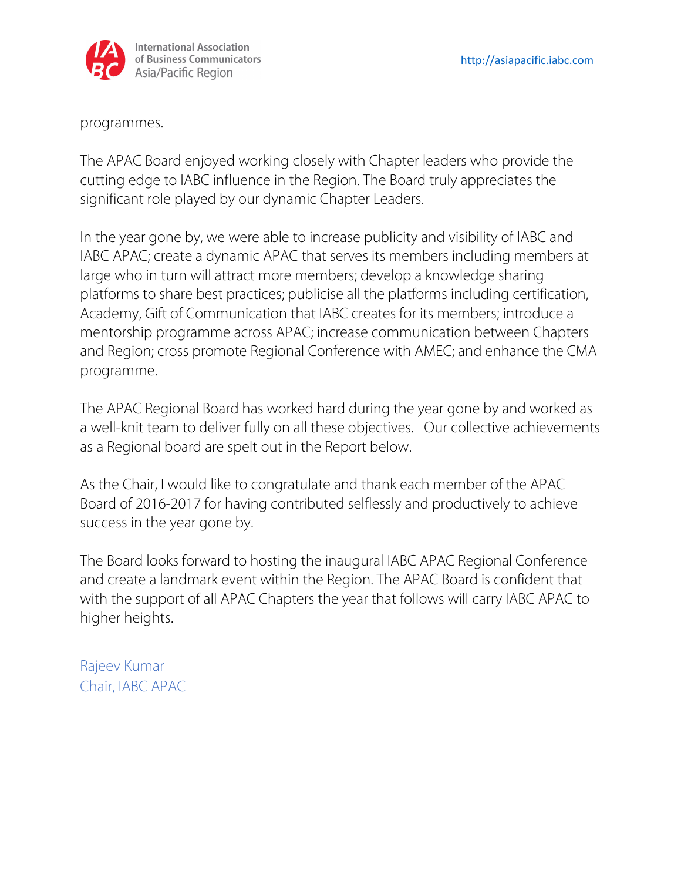programmes.

The APAC Board enjoyed working closely with Chapter leaders who provide the cutting edge to IABC influence in the Region. The Board truly appreciates the significant role played by our dynamic Chapter Leaders.

In the year gone by, we were able to increase publicity and visibility of IABC and IABC APAC; create a dynamic APAC that serves its members including members at large who in turn will attract more members; develop a knowledge sharing platforms to share best practices; publicise all the platforms including certification, Academy, Gift of Communication that IABC creates for its members; introduce a mentorship programme across APAC; increase communication between Chapters and Region; cross promote Regional Conference with AMEC; and enhance the CMA programme.

The APAC Regional Board has worked hard during the year gone by and worked as a well-knit team to deliver fully on all these objectives.   Our collective achievements as a Regional board are spelt out in the Report below.

As the Chair, I would like to congratulate and thank each member of the APAC Board of 2016-2017 for having contributed selflessly and productively to achieve success in the year gone by.

The Board looks forward to hosting the inaugural IABC APAC Regional Conference and create a landmark event within the Region. The APAC Board is confident that with the support of all APAC Chapters the year that follows will carry IABC APAC to higher heights.

Rajeev Kumar
Chair, IABC APAC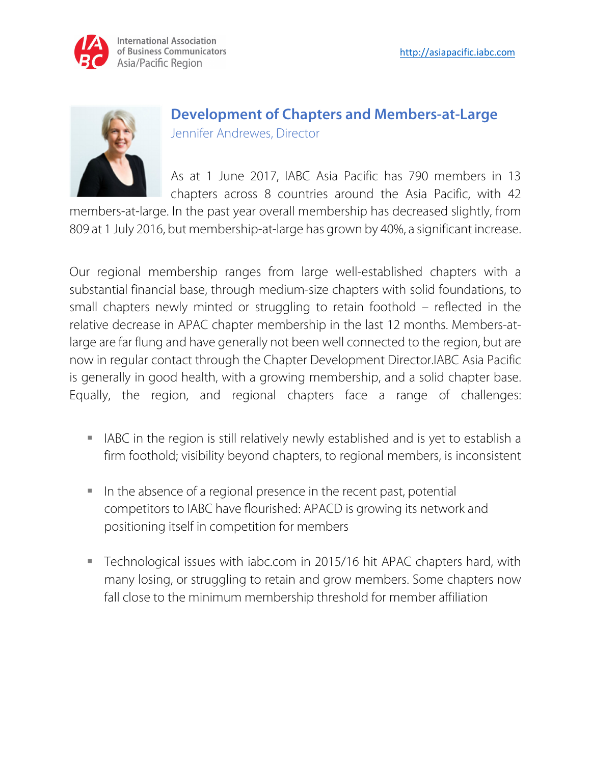## Development of Chapters and Members-at-Large

Jennifer Andrewes, Director

As at 1 June 2017, IABC Asia Pacific has 790 members in 13 chapters across 8 countries around the Asia Pacific, with 42 members-at-large. In the past year overall membership has decreased slightly, from 809 at 1 July 2016, but membership-at-large has grown by 40%, a significant increase.

Our regional membership ranges from large well-established chapters with a substantial financial base, through medium-size chapters with solid foundations, to small chapters newly minted or struggling to retain foothold – reflected in the relative decrease in APAC chapter membership in the last 12 months. Members-at-large are far flung and have generally not been well connected to the region, but are now in regular contact through the Chapter Development Director.IABC Asia Pacific is generally in good health, with a growing membership, and a solid chapter base. Equally, the region, and regional chapters face a range of challenges:

- IABC in the region is still relatively newly established and is yet to establish a firm foothold; visibility beyond chapters, to regional members, is inconsistent

- In the absence of a regional presence in the recent past, potential competitors to IABC have flourished: APACD is growing its network and positioning itself in competition for members

- Technological issues with iabc.com in 2015/16 hit APAC chapters hard, with many losing, or struggling to retain and grow members. Some chapters now fall close to the minimum membership threshold for member affiliation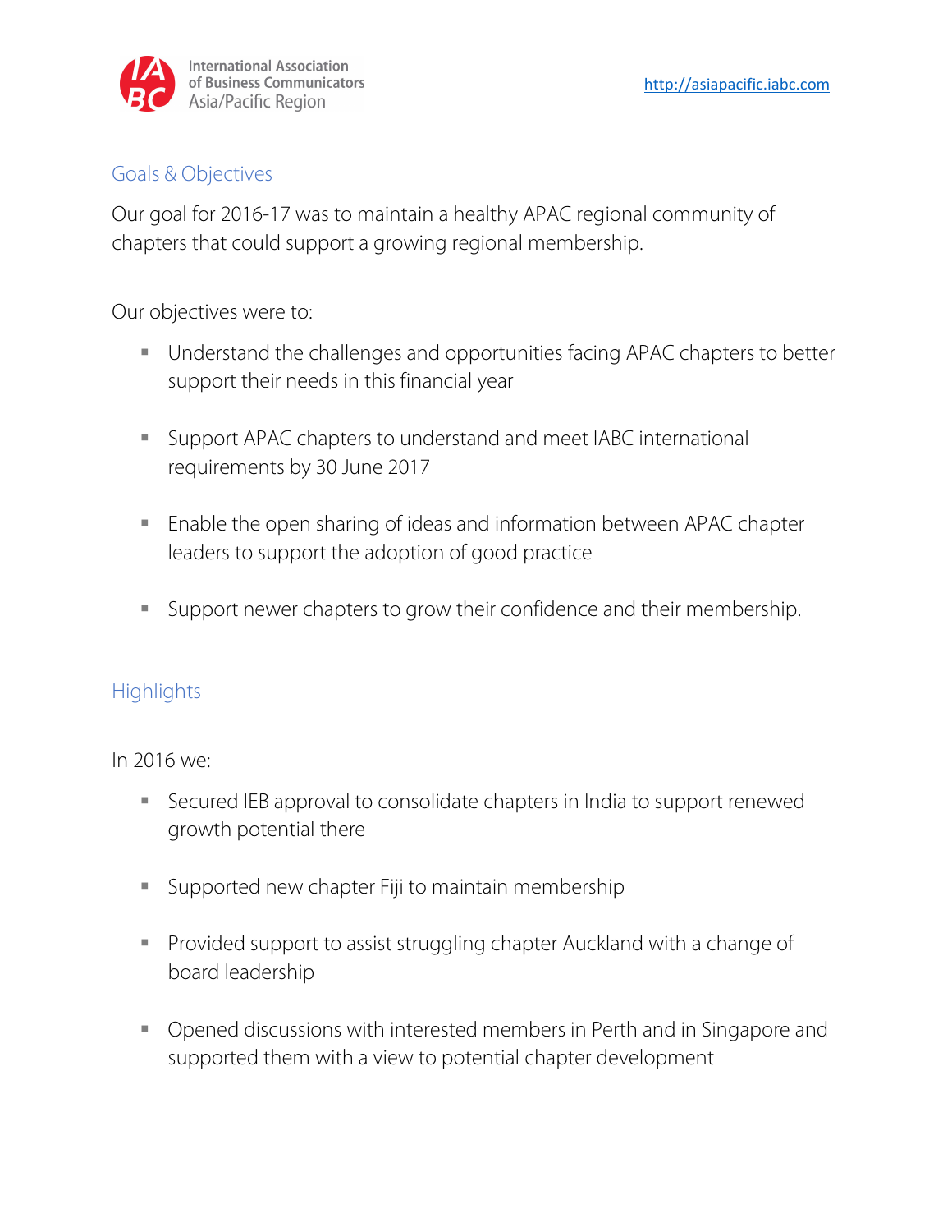## Goals & Objectives

Our goal for 2016-17 was to maintain a healthy APAC regional community of chapters that could support a growing regional membership.

Our objectives were to:

- Understand the challenges and opportunities facing APAC chapters to better support their needs in this financial year
- Support APAC chapters to understand and meet IABC international requirements by 30 June 2017
- Enable the open sharing of ideas and information between APAC chapter leaders to support the adoption of good practice
- Support newer chapters to grow their confidence and their membership.

## Highlights

In 2016 we:

- Secured IEB approval to consolidate chapters in India to support renewed growth potential there
- Supported new chapter Fiji to maintain membership
- Provided support to assist struggling chapter Auckland with a change of board leadership
- Opened discussions with interested members in Perth and in Singapore and supported them with a view to potential chapter development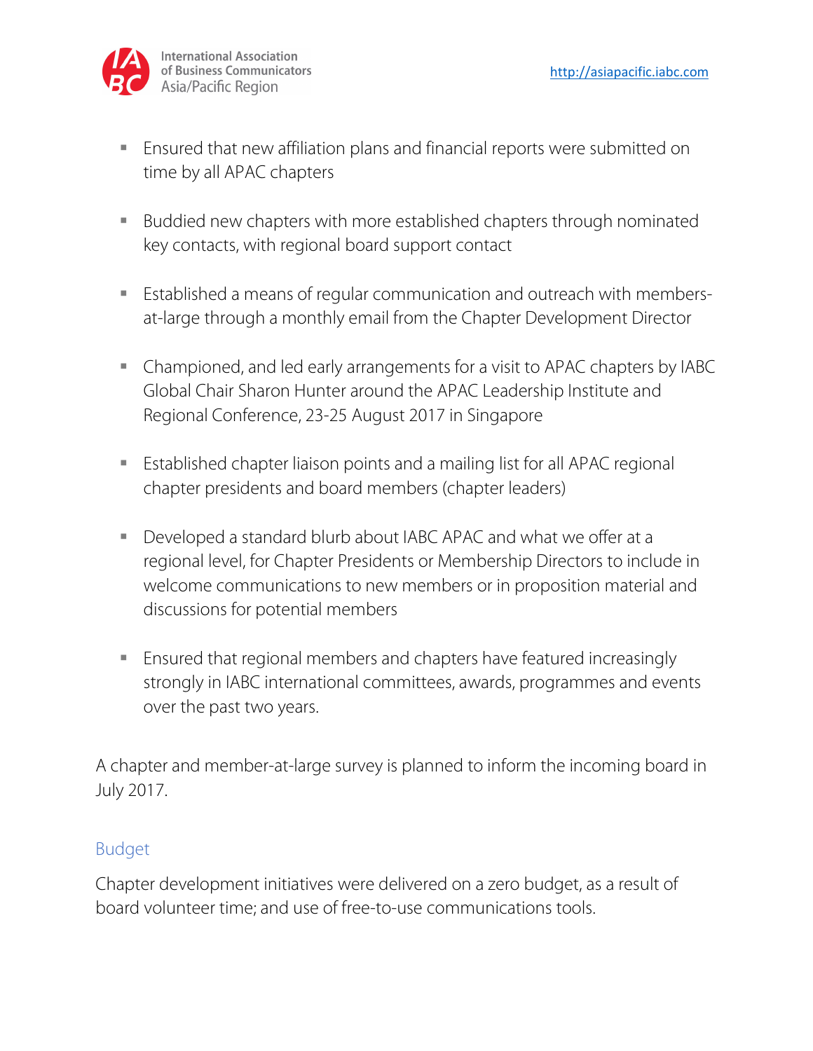- Ensured that new affiliation plans and financial reports were submitted on time by all APAC chapters
- Buddied new chapters with more established chapters through nominated key contacts, with regional board support contact
- Established a means of regular communication and outreach with members-at-large through a monthly email from the Chapter Development Director
- Championed, and led early arrangements for a visit to APAC chapters by IABC Global Chair Sharon Hunter around the APAC Leadership Institute and Regional Conference, 23-25 August 2017 in Singapore
- Established chapter liaison points and a mailing list for all APAC regional chapter presidents and board members (chapter leaders)
- Developed a standard blurb about IABC APAC and what we offer at a regional level, for Chapter Presidents or Membership Directors to include in welcome communications to new members or in proposition material and discussions for potential members
- Ensured that regional members and chapters have featured increasingly strongly in IABC international committees, awards, programmes and events over the past two years.

A chapter and member-at-large survey is planned to inform the incoming board in July 2017.

## Budget

Chapter development initiatives were delivered on a zero budget, as a result of board volunteer time; and use of free-to-use communications tools.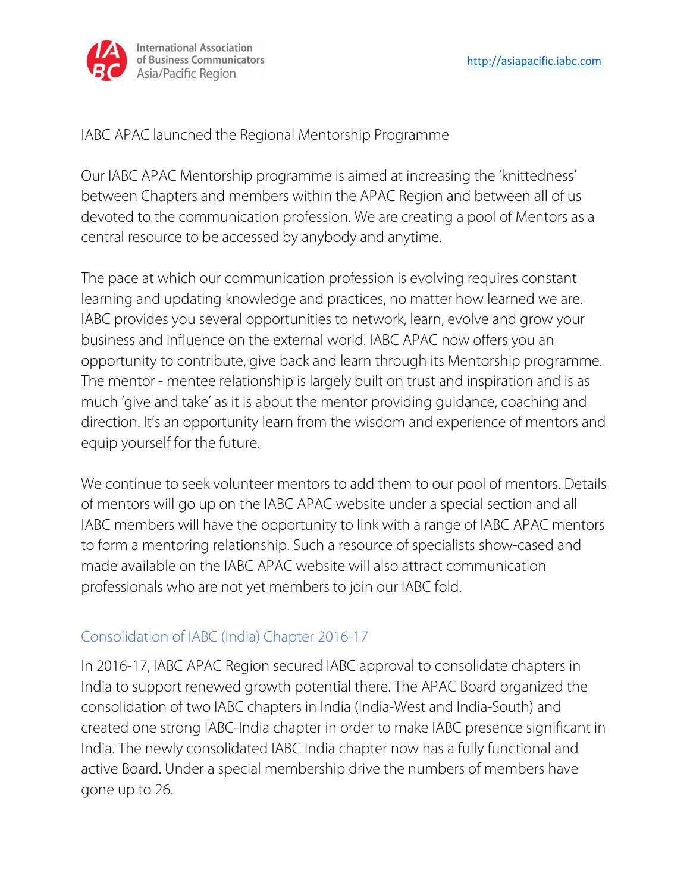IABC APAC launched the Regional Mentorship Programme

Our IABC APAC Mentorship programme is aimed at increasing the 'knittedness' between Chapters and members within the APAC Region and between all of us devoted to the communication profession. We are creating a pool of Mentors as a central resource to be accessed by anybody and anytime.

The pace at which our communication profession is evolving requires constant learning and updating knowledge and practices, no matter how learned we are. IABC provides you several opportunities to network, learn, evolve and grow your business and influence on the external world. IABC APAC now offers you an opportunity to contribute, give back and learn through its Mentorship programme. The mentor - mentee relationship is largely built on trust and inspiration and is as much 'give and take' as it is about the mentor providing guidance, coaching and direction. It's an opportunity learn from the wisdom and experience of mentors and equip yourself for the future.

We continue to seek volunteer mentors to add them to our pool of mentors. Details of mentors will go up on the IABC APAC website under a special section and all IABC members will have the opportunity to link with a range of IABC APAC mentors to form a mentoring relationship. Such a resource of specialists show-cased and made available on the IABC APAC website will also attract communication professionals who are not yet members to join our IABC fold.

## Consolidation of IABC (India) Chapter 2016-17

In 2016-17, IABC APAC Region secured IABC approval to consolidate chapters in India to support renewed growth potential there. The APAC Board organized the consolidation of two IABC chapters in India (India-West and India-South) and created one strong IABC-India chapter in order to make IABC presence significant in India. The newly consolidated IABC India chapter now has a fully functional and active Board. Under a special membership drive the numbers of members have gone up to 26.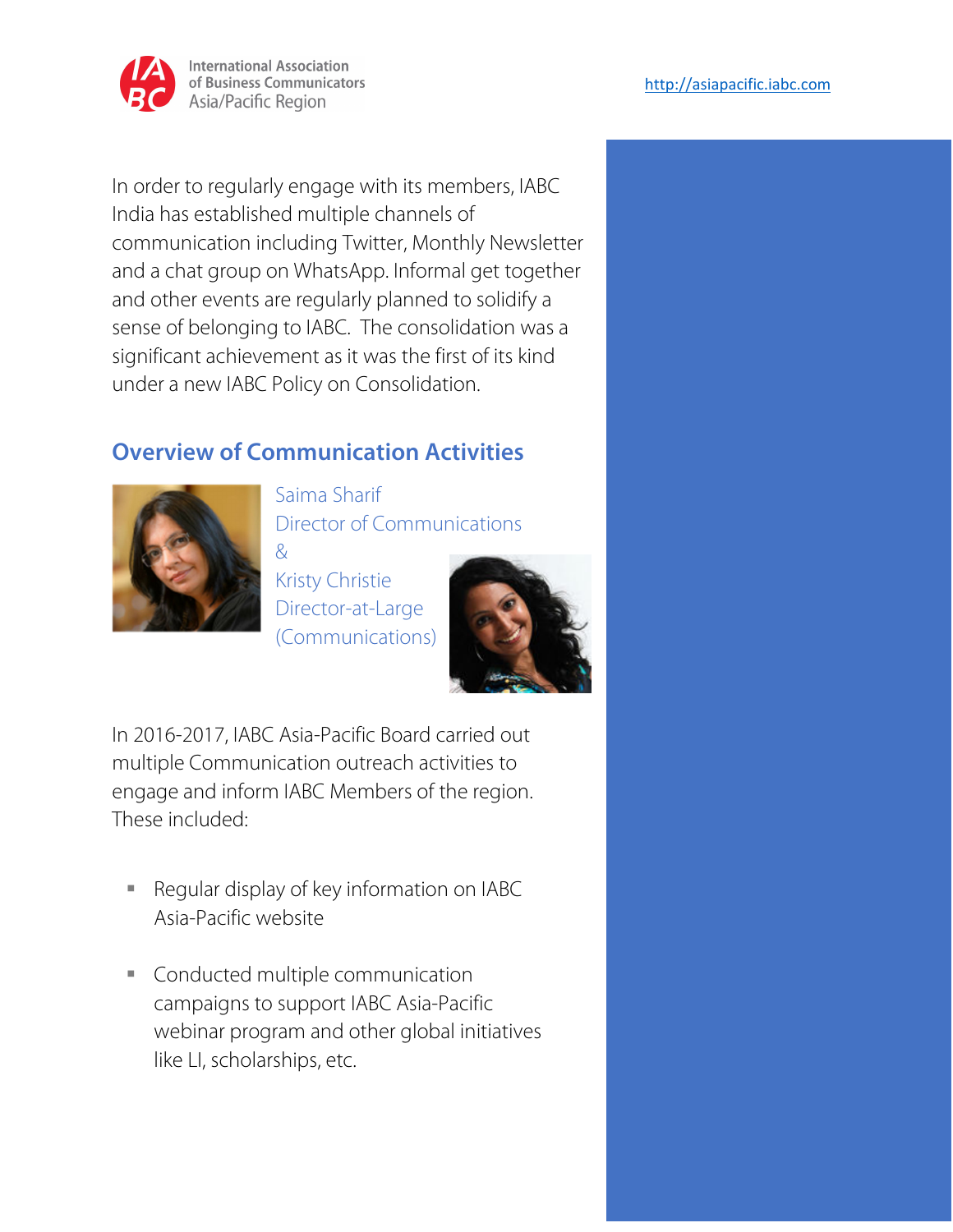In order to regularly engage with its members, IABC India has established multiple channels of communication including Twitter, Monthly Newsletter and a chat group on WhatsApp. Informal get together and other events are regularly planned to solidify a sense of belonging to IABC. The consolidation was a significant achievement as it was the first of its kind under a new IABC Policy on Consolidation.

## Overview of Communication Activities

Saima Sharif
Director of Communications
&
Kristy Christie
Director-at-Large
(Communications)

In 2016-2017, IABC Asia-Pacific Board carried out multiple Communication outreach activities to engage and inform IABC Members of the region. These included:

- Regular display of key information on IABC Asia-Pacific website
- Conducted multiple communication campaigns to support IABC Asia-Pacific webinar program and other global initiatives like LI, scholarships, etc.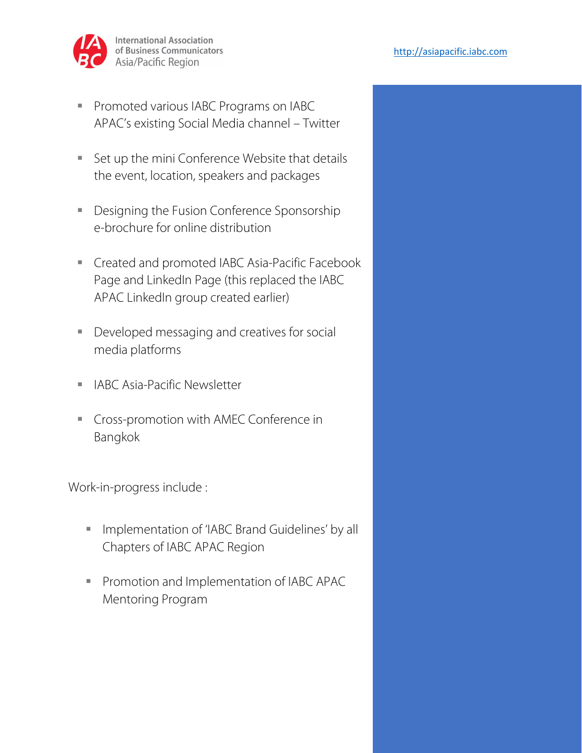- Promoted various IABC Programs on IABC APAC's existing Social Media channel – Twitter

- Set up the mini Conference Website that details the event, location, speakers and packages

- Designing the Fusion Conference Sponsorship e-brochure for online distribution

- Created and promoted IABC Asia-Pacific Facebook Page and LinkedIn Page (this replaced the IABC APAC LinkedIn group created earlier)

- Developed messaging and creatives for social media platforms

- IABC Asia-Pacific Newsletter

- Cross-promotion with AMEC Conference in Bangkok

Work-in-progress include :

- Implementation of 'IABC Brand Guidelines' by all Chapters of IABC APAC Region

- Promotion and Implementation of IABC APAC Mentoring Program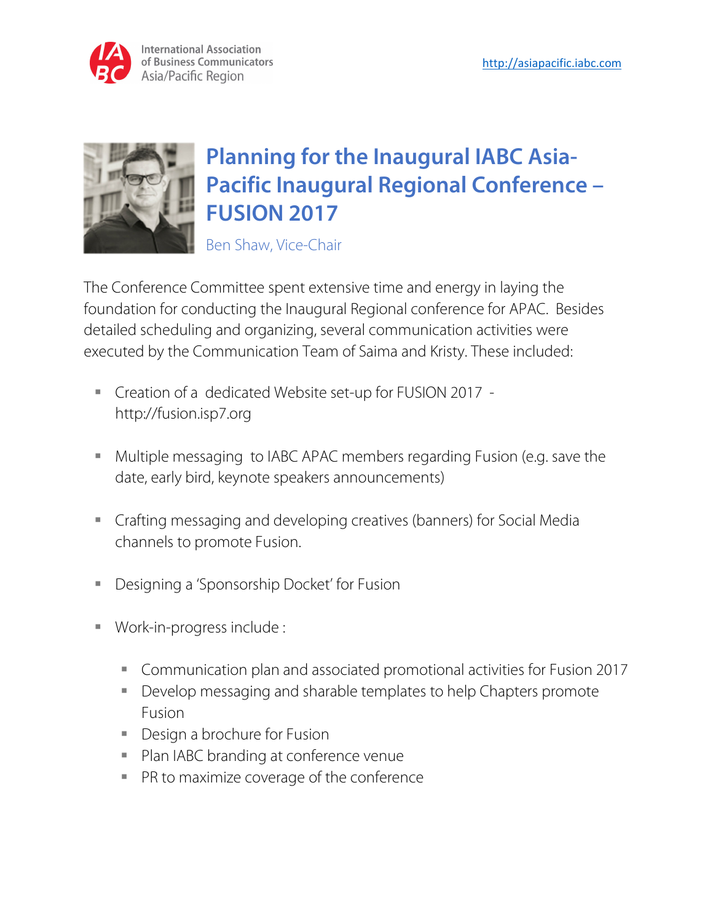# Planning for the Inaugural IABC Asia-Pacific Inaugural Regional Conference – FUSION 2017

Ben Shaw, Vice-Chair

The Conference Committee spent extensive time and energy in laying the foundation for conducting the Inaugural Regional conference for APAC. Besides detailed scheduling and organizing, several communication activities were executed by the Communication Team of Saima and Kristy. These included:

- Creation of a dedicated Website set-up for FUSION 2017 - http://fusion.isp7.org
- Multiple messaging to IABC APAC members regarding Fusion (e.g. save the date, early bird, keynote speakers announcements)
- Crafting messaging and developing creatives (banners) for Social Media channels to promote Fusion.
- Designing a 'Sponsorship Docket' for Fusion
- Work-in-progress include :
  - Communication plan and associated promotional activities for Fusion 2017
  - Develop messaging and sharable templates to help Chapters promote Fusion
  - Design a brochure for Fusion
  - Plan IABC branding at conference venue
  - PR to maximize coverage of the conference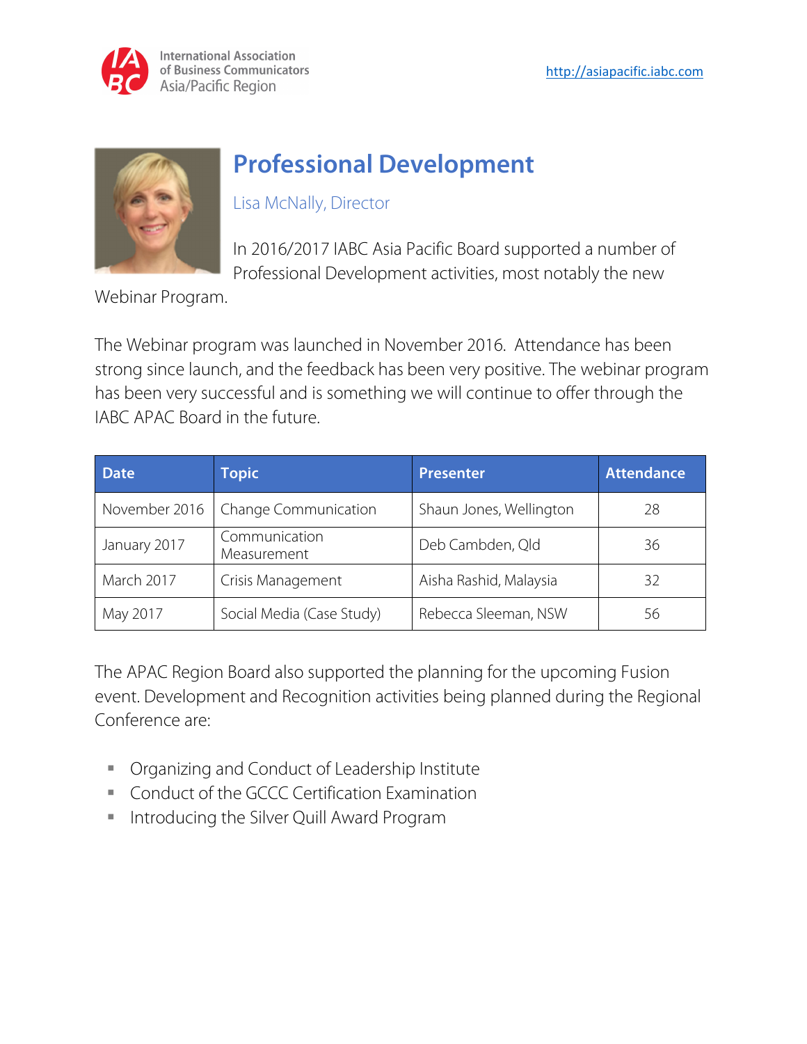# Professional Development

Lisa McNally, Director

In 2016/2017 IABC Asia Pacific Board supported a number of Professional Development activities, most notably the new Webinar Program.

The Webinar program was launched in November 2016. Attendance has been strong since launch, and the feedback has been very positive. The webinar program has been very successful and is something we will continue to offer through the IABC APAC Board in the future.

| Date | Topic | Presenter | Attendance |
| --- | --- | --- | --- |
| November 2016 | Change Communication | Shaun Jones, Wellington | 28 |
| January 2017 | Communication Measurement | Deb Cambden, Qld | 36 |
| March 2017 | Crisis Management | Aisha Rashid, Malaysia | 32 |
| May 2017 | Social Media (Case Study) | Rebecca Sleeman, NSW | 56 |

The APAC Region Board also supported the planning for the upcoming Fusion event. Development and Recognition activities being planned during the Regional Conference are:

- Organizing and Conduct of Leadership Institute
- Conduct of the GCCC Certification Examination
- Introducing the Silver Quill Award Program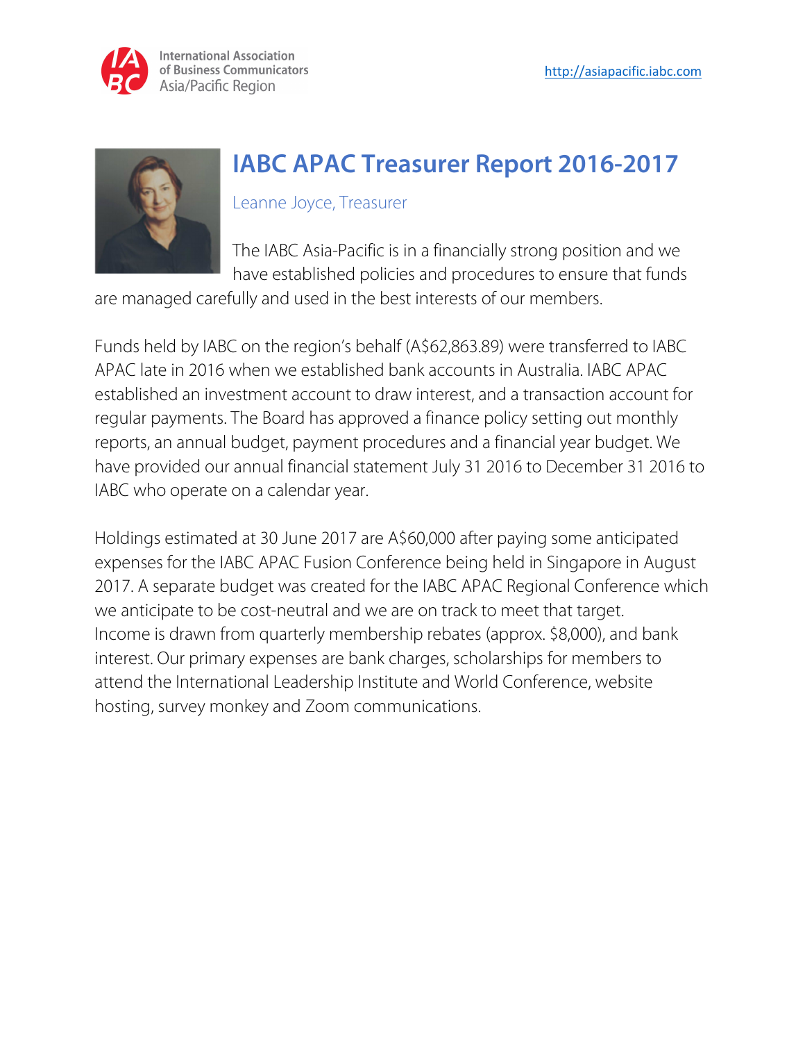# IABC APAC Treasurer Report 2016-2017

Leanne Joyce, Treasurer

The IABC Asia-Pacific is in a financially strong position and we have established policies and procedures to ensure that funds are managed carefully and used in the best interests of our members.

Funds held by IABC on the region's behalf (A$62,863.89) were transferred to IABC APAC late in 2016 when we established bank accounts in Australia. IABC APAC established an investment account to draw interest, and a transaction account for regular payments. The Board has approved a finance policy setting out monthly reports, an annual budget, payment procedures and a financial year budget. We have provided our annual financial statement July 31 2016 to December 31 2016 to IABC who operate on a calendar year.

Holdings estimated at 30 June 2017 are A$60,000 after paying some anticipated expenses for the IABC APAC Fusion Conference being held in Singapore in August 2017. A separate budget was created for the IABC APAC Regional Conference which we anticipate to be cost-neutral and we are on track to meet that target. Income is drawn from quarterly membership rebates (approx. $8,000), and bank interest. Our primary expenses are bank charges, scholarships for members to attend the International Leadership Institute and World Conference, website hosting, survey monkey and Zoom communications.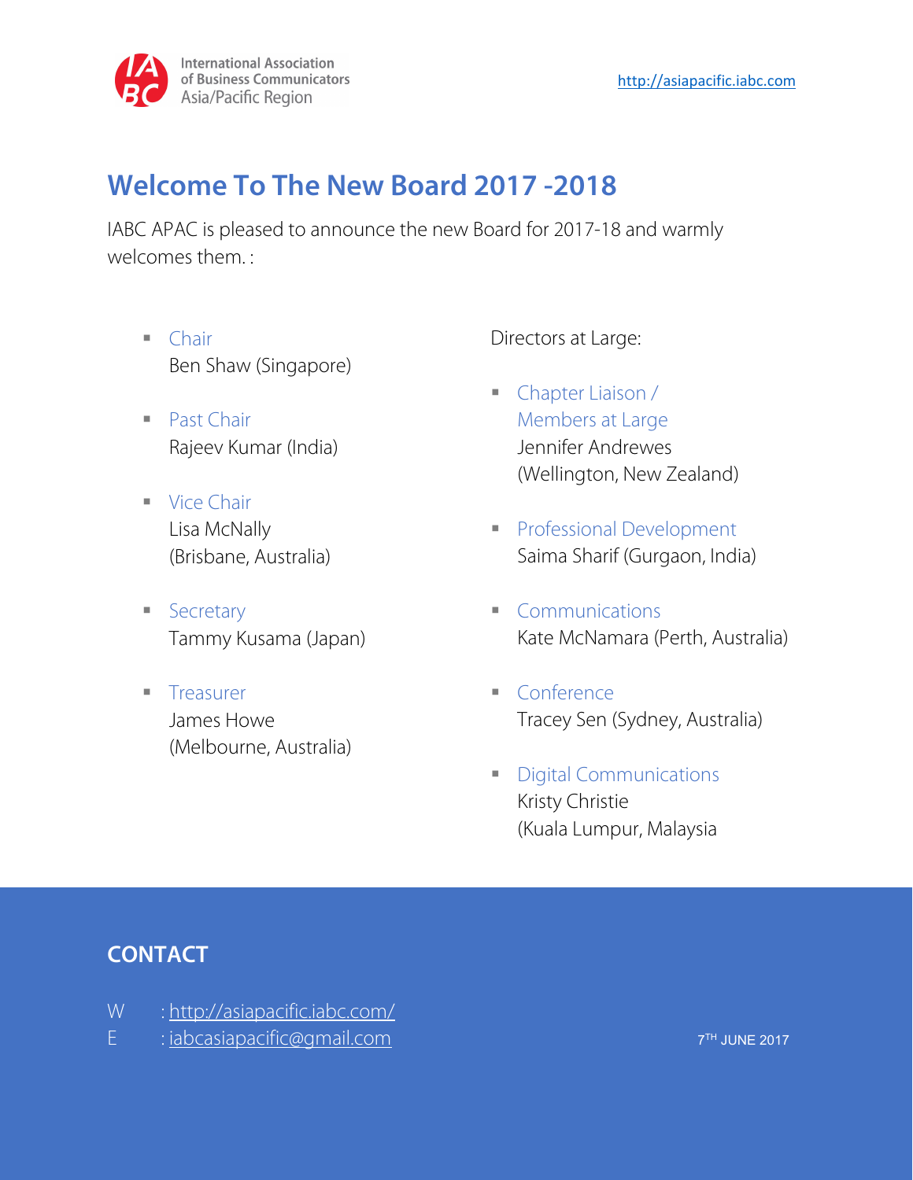International Association of Business Communicators Asia/Pacific Region

http://asiapacific.iabc.com

# Welcome To The New Board 2017 -2018

IABC APAC is pleased to announce the new Board for 2017-18 and warmly welcomes them. :

- Chair
  Ben Shaw (Singapore)
- Past Chair
  Rajeev Kumar (India)
- Vice Chair
  Lisa McNally (Brisbane, Australia)
- Secretary
  Tammy Kusama (Japan)
- Treasurer
  James Howe (Melbourne, Australia)

Directors at Large:

- Chapter Liaison / Members at Large
  Jennifer Andrewes (Wellington, New Zealand)
- Professional Development
  Saima Sharif (Gurgaon, India)
- Communications
  Kate McNamara (Perth, Australia)
- Conference
  Tracey Sen (Sydney, Australia)
- Digital Communications
  Kristy Christie (Kuala Lumpur, Malaysia

## CONTACT

W : http://asiapacific.iabc.com/
E : iabcasiapacific@gmail.com

7TH JUNE 2017